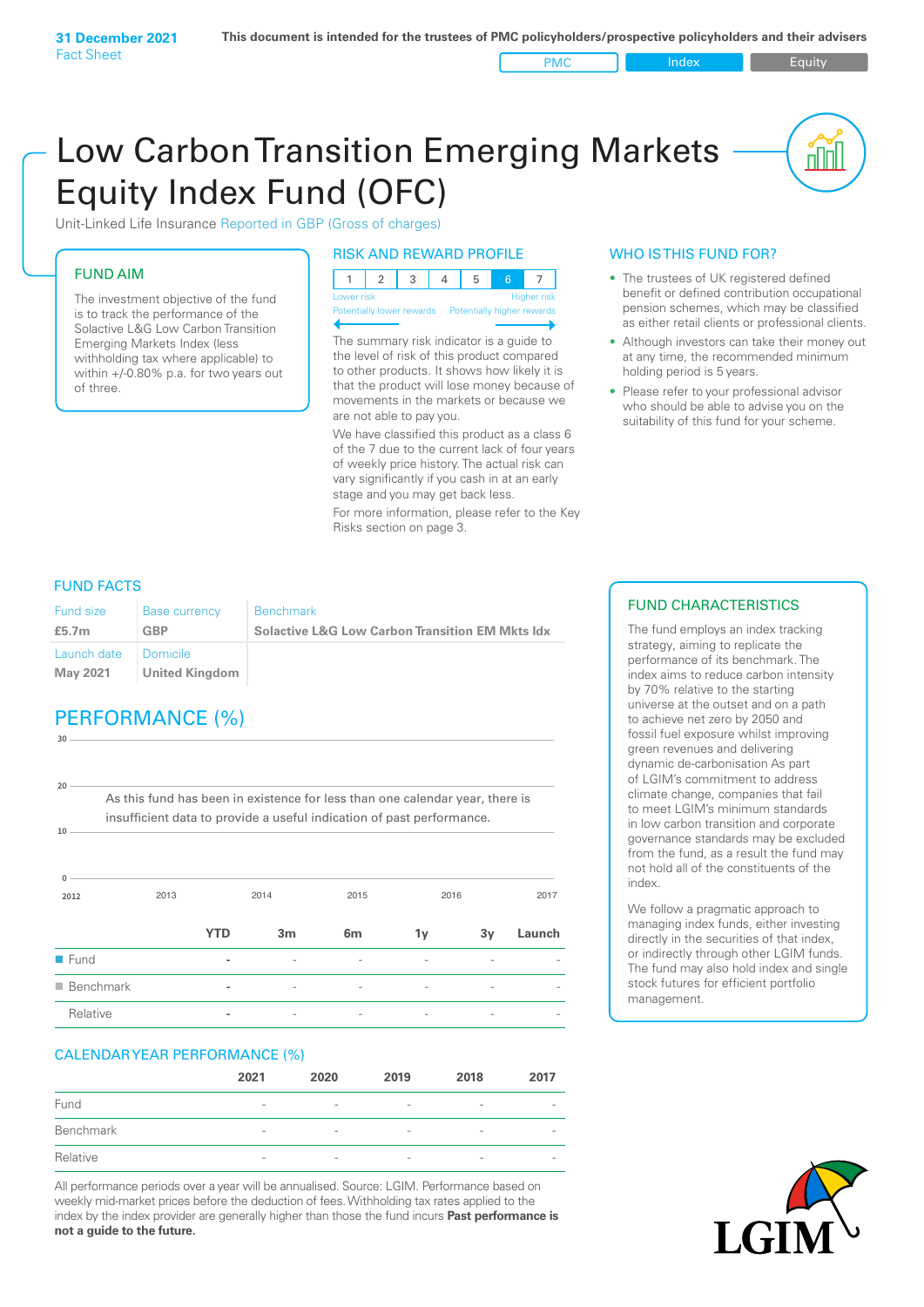**31 December 2021**
Fact Sheet

**This document is intended for the trustees of PMC policyholders/prospective policyholders and their advisers**

PMC | Index | Equity

# Low Carbon Transition Emerging Markets Equity Index Fund (OFC)

Unit-Linked Life Insurance Reported in GBP (Gross of charges)

## FUND AIM

The investment objective of the fund is to track the performance of the Solactive L&G Low Carbon Transition Emerging Markets Index (less withholding tax where applicable) to within +/-0.80% p.a. for two years out of three.

## RISK AND REWARD PROFILE

| 1 | 2 | 3 | 4 | 5 | 6 | 7 |
|---|---|---|---|---|---|---|

Lower risk — Potentially lower rewards | Higher risk — Potentially higher rewards

The summary risk indicator is a guide to the level of risk of this product compared to other products. It shows how likely it is that the product will lose money because of movements in the markets or because we are not able to pay you.

We have classified this product as a class 6 of the 7 due to the current lack of four years of weekly price history. The actual risk can vary significantly if you cash in at an early stage and you may get back less.

For more information, please refer to the Key Risks section on page 3.

## WHO IS THIS FUND FOR?

- The trustees of UK registered defined benefit or defined contribution occupational pension schemes, which may be classified as either retail clients or professional clients.
- Although investors can take their money out at any time, the recommended minimum holding period is 5 years.
- Please refer to your professional advisor who should be able to advise you on the suitability of this fund for your scheme.

## FUND FACTS

| Fund size | Base currency | Benchmark |
|---|---|---|
| **£5.7m** | **GBP** | **Solactive L&G Low Carbon Transition EM Mkts Idx** |
| Launch date | Domicile | |
| **May 2021** | **United Kingdom** | |

## PERFORMANCE (%)

As this fund has been in existence for less than one calendar year, there is insufficient data to provide a useful indication of past performance.

| | YTD | 3m | 6m | 1y | 3y | Launch |
|---|---|---|---|---|---|---|
| Fund | - | - | - | - | - | - |
| Benchmark | - | - | - | - | - | - |
| Relative | - | - | - | - | - | - |

## CALENDAR YEAR PERFORMANCE (%)

| | 2021 | 2020 | 2019 | 2018 | 2017 |
|---|---|---|---|---|---|
| Fund | - | - | - | - | - |
| Benchmark | - | - | - | - | - |
| Relative | - | - | - | - | - |

All performance periods over a year will be annualised. Source: LGIM. Performance based on weekly mid-market prices before the deduction of fees. Withholding tax rates applied to the index by the index provider are generally higher than those the fund incurs **Past performance is not a guide to the future.**

## FUND CHARACTERISTICS

The fund employs an index tracking strategy, aiming to replicate the performance of its benchmark. The index aims to reduce carbon intensity by 70% relative to the starting universe at the outset and on a path to achieve net zero by 2050 and fossil fuel exposure whilst improving green revenues and delivering dynamic de-carbonisation As part of LGIM's commitment to address climate change, companies that fail to meet LGIM's minimum standards in low carbon transition and corporate governance standards may be excluded from the fund, as a result the fund may not hold all of the constituents of the index.

We follow a pragmatic approach to managing index funds, either investing directly in the securities of that index, or indirectly through other LGIM funds. The fund may also hold index and single stock futures for efficient portfolio management.

LGIM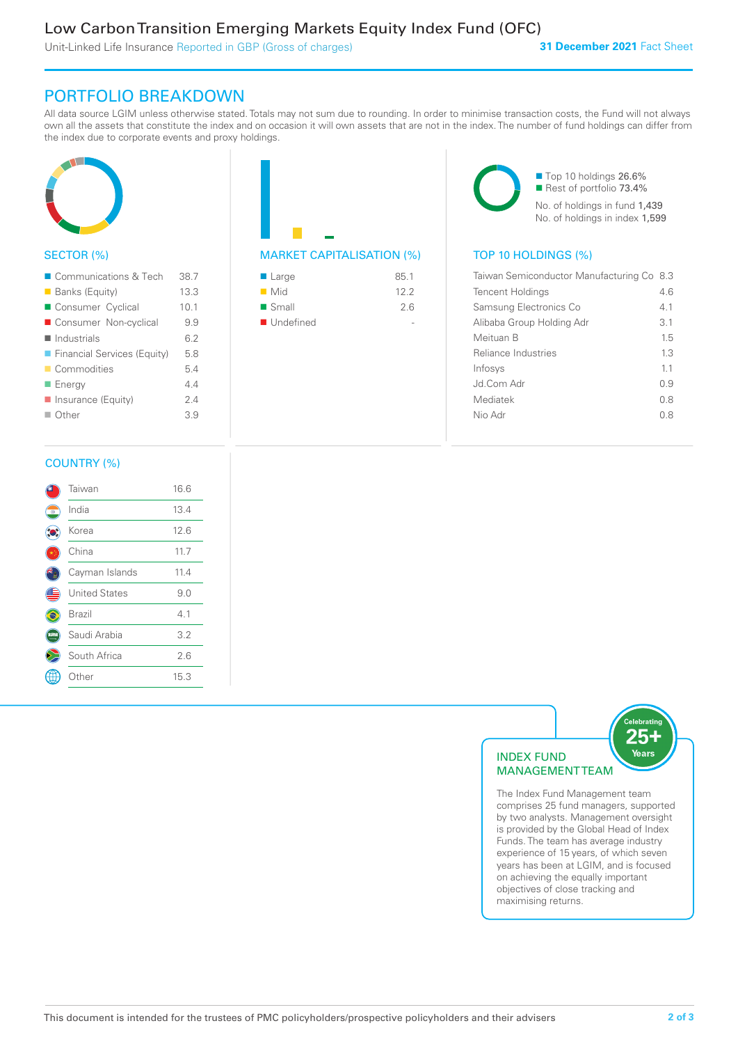# Low Carbon Transition Emerging Markets Equity Index Fund (OFC)

Unit-Linked Life Insurance Reported in GBP (Gross of charges)

**31 December 2021** Fact Sheet

## PORTFOLIO BREAKDOWN

All data source LGIM unless otherwise stated. Totals may not sum due to rounding. In order to minimise transaction costs, the Fund will not always own all the assets that constitute the index and on occasion it will own assets that are not in the index. The number of fund holdings can differ from the index due to corporate events and proxy holdings.

### SECTOR (%)

| Sector | % |
|---|---|
| Communications & Tech | 38.7 |
| Banks (Equity) | 13.3 |
| Consumer Cyclical | 10.1 |
| Consumer Non-cyclical | 9.9 |
| Industrials | 6.2 |
| Financial Services (Equity) | 5.8 |
| Commodities | 5.4 |
| Energy | 4.4 |
| Insurance (Equity) | 2.4 |
| Other | 3.9 |

### MARKET CAPITALISATION (%)

| Market Cap | % |
|---|---|
| Large | 85.1 |
| Mid | 12.2 |
| Small | 2.6 |
| Undefined | - |

- Top 10 holdings 26.6%
- Rest of portfolio 73.4%

No. of holdings in fund 1,439

No. of holdings in index 1,599

### TOP 10 HOLDINGS (%)

| Holding | % |
|---|---|
| Taiwan Semiconductor Manufacturing Co | 8.3 |
| Tencent Holdings | 4.6 |
| Samsung Electronics Co | 4.1 |
| Alibaba Group Holding Adr | 3.1 |
| Meituan B | 1.5 |
| Reliance Industries | 1.3 |
| Infosys | 1.1 |
| Jd.Com Adr | 0.9 |
| Mediatek | 0.8 |
| Nio Adr | 0.8 |

### COUNTRY (%)

| Country | % |
|---|---|
| Taiwan | 16.6 |
| India | 13.4 |
| Korea | 12.6 |
| China | 11.7 |
| Cayman Islands | 11.4 |
| United States | 9.0 |
| Brazil | 4.1 |
| Saudi Arabia | 3.2 |
| South Africa | 2.6 |
| Other | 15.3 |

### INDEX FUND MANAGEMENT TEAM

Celebrating 25+ Years

The Index Fund Management team comprises 25 fund managers, supported by two analysts. Management oversight is provided by the Global Head of Index Funds. The team has average industry experience of 15 years, of which seven years has been at LGIM, and is focused on achieving the equally important objectives of close tracking and maximising returns.

This document is intended for the trustees of PMC policyholders/prospective policyholders and their advisers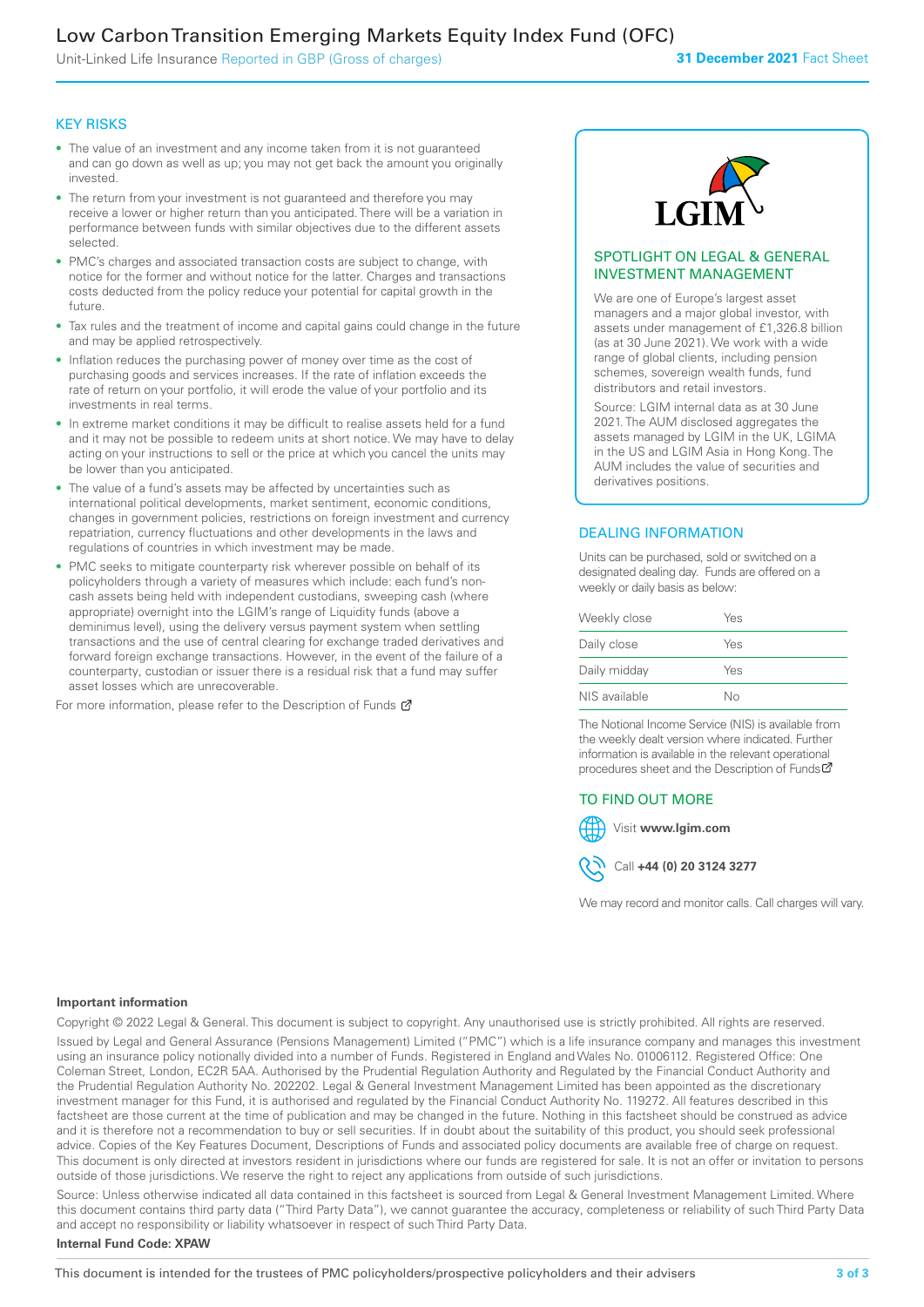## KEY RISKS

- The value of an investment and any income taken from it is not guaranteed and can go down as well as up; you may not get back the amount you originally invested.
- The return from your investment is not guaranteed and therefore you may receive a lower or higher return than you anticipated. There will be a variation in performance between funds with similar objectives due to the different assets selected.
- PMC's charges and associated transaction costs are subject to change, with notice for the former and without notice for the latter. Charges and transactions costs deducted from the policy reduce your potential for capital growth in the future.
- Tax rules and the treatment of income and capital gains could change in the future and may be applied retrospectively.
- Inflation reduces the purchasing power of money over time as the cost of purchasing goods and services increases. If the rate of inflation exceeds the rate of return on your portfolio, it will erode the value of your portfolio and its investments in real terms.
- In extreme market conditions it may be difficult to realise assets held for a fund and it may not be possible to redeem units at short notice. We may have to delay acting on your instructions to sell or the price at which you cancel the units may be lower than you anticipated.
- The value of a fund's assets may be affected by uncertainties such as international political developments, market sentiment, economic conditions, changes in government policies, restrictions on foreign investment and currency repatriation, currency fluctuations and other developments in the laws and regulations of countries in which investment may be made.
- PMC seeks to mitigate counterparty risk wherever possible on behalf of its policyholders through a variety of measures which include: each fund's non-cash assets being held with independent custodians, sweeping cash (where appropriate) overnight into the LGIM's range of Liquidity funds (above a deminimus level), using the delivery versus payment system when settling transactions and the use of central clearing for exchange traded derivatives and forward foreign exchange transactions. However, in the event of the failure of a counterparty, custodian or issuer there is a residual risk that a fund may suffer asset losses which are unrecoverable.

For more information, please refer to the Description of Funds

## SPOTLIGHT ON LEGAL & GENERAL INVESTMENT MANAGEMENT

We are one of Europe's largest asset managers and a major global investor, with assets under management of £1,326.8 billion (as at 30 June 2021). We work with a wide range of global clients, including pension schemes, sovereign wealth funds, fund distributors and retail investors.

Source: LGIM internal data as at 30 June 2021. The AUM disclosed aggregates the assets managed by LGIM in the UK, LGIMA in the US and LGIM Asia in Hong Kong. The AUM includes the value of securities and derivatives positions.

## DEALING INFORMATION

Units can be purchased, sold or switched on a designated dealing day. Funds are offered on a weekly or daily basis as below:

| | |
|---|---|
| Weekly close | Yes |
| Daily close | Yes |
| Daily midday | Yes |
| NIS available | No |

The Notional Income Service (NIS) is available from the weekly dealt version where indicated. Further information is available in the relevant operational procedures sheet and the Description of Funds

## TO FIND OUT MORE

Visit **www.lgim.com**

Call **+44 (0) 20 3124 3277**

We may record and monitor calls. Call charges will vary.

**Important information**

Copyright © 2022 Legal & General. This document is subject to copyright. Any unauthorised use is strictly prohibited. All rights are reserved.

Issued by Legal and General Assurance (Pensions Management) Limited ("PMC") which is a life insurance company and manages this investment using an insurance policy notionally divided into a number of Funds. Registered in England and Wales No. 01006112. Registered Office: One Coleman Street, London, EC2R 5AA. Authorised by the Prudential Regulation Authority and Regulated by the Financial Conduct Authority and the Prudential Regulation Authority No. 202202. Legal & General Investment Management Limited has been appointed as the discretionary investment manager for this Fund, it is authorised and regulated by the Financial Conduct Authority No. 119272. All features described in this factsheet are those current at the time of publication and may be changed in the future. Nothing in this factsheet should be construed as advice and it is therefore not a recommendation to buy or sell securities. If in doubt about the suitability of this product, you should seek professional advice. Copies of the Key Features Document, Descriptions of Funds and associated policy documents are available free of charge on request. This document is only directed at investors resident in jurisdictions where our funds are registered for sale. It is not an offer or invitation to persons outside of those jurisdictions. We reserve the right to reject any applications from outside of such jurisdictions.

Source: Unless otherwise indicated all data contained in this factsheet is sourced from Legal & General Investment Management Limited. Where this document contains third party data ("Third Party Data"), we cannot guarantee the accuracy, completeness or reliability of such Third Party Data and accept no responsibility or liability whatsoever in respect of such Third Party Data.

**Internal Fund Code: XPAW**

This document is intended for the trustees of PMC policyholders/prospective policyholders and their advisers